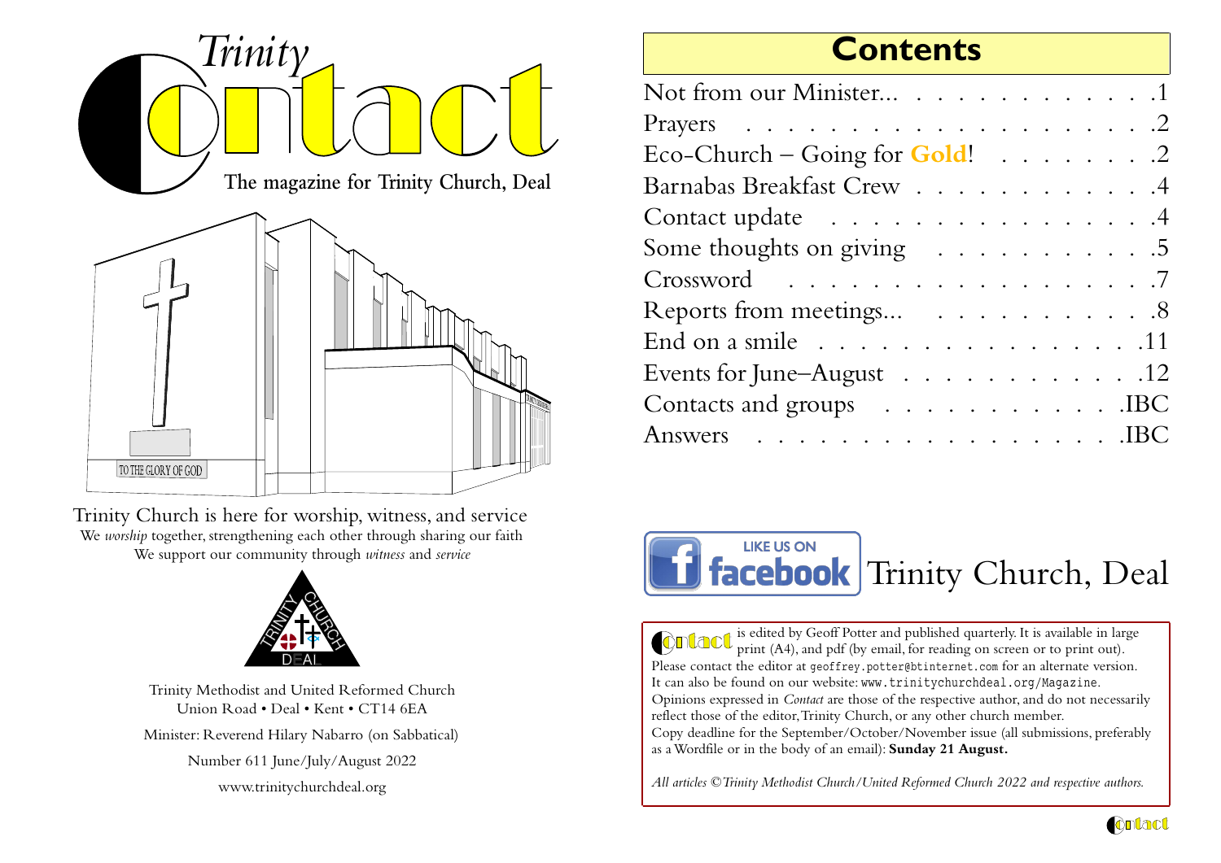# Trinity Contact

**The magazine for Trinity Church, Deal**

TO THE GLORY OF GOD

Trinity Church is here for worship, witness, and service

We *worship* together, strengthening each other through sharing our faith

We support our community through *witness* and *service*

Trinity Methodist and United Reformed Church
Union Road • Deal • Kent • CT14 6EA

Minister: Reverend Hilary Nabarro (on Sabbatical)

Number 611 June/July/August 2022

www.trinitychurchdeal.org

## Contents

| | |
|---|---|
| Not from our Minister... | 1 |
| Prayers | 2 |
| Eco-Church – Going for **Gold**! | 2 |
| Barnabas Breakfast Crew | 4 |
| Contact update | 4 |
| Some thoughts on giving | 5 |
| Crossword | 7 |
| Reports from meetings... | 8 |
| End on a smile | 11 |
| Events for June–August | 12 |
| Contacts and groups | IBC |
| Answers | IBC |

LIKE US ON facebook Trinity Church, Deal

*Contact* is edited by Geoff Potter and published quarterly. It is available in large print (A4), and pdf (by email, for reading on screen or to print out). Please contact the editor at geoffrey.potter@btinternet.com for an alternate version. It can also be found on our website: www.trinitychurchdeal.org/Magazine.

Opinions expressed in *Contact* are those of the respective author, and do not necessarily reflect those of the editor, Trinity Church, or any other church member.

Copy deadline for the September/October/November issue (all submissions, preferably as a Wordfile or in the body of an email): **Sunday 21 August.**

*All articles © Trinity Methodist Church/United Reformed Church 2022 and respective authors.*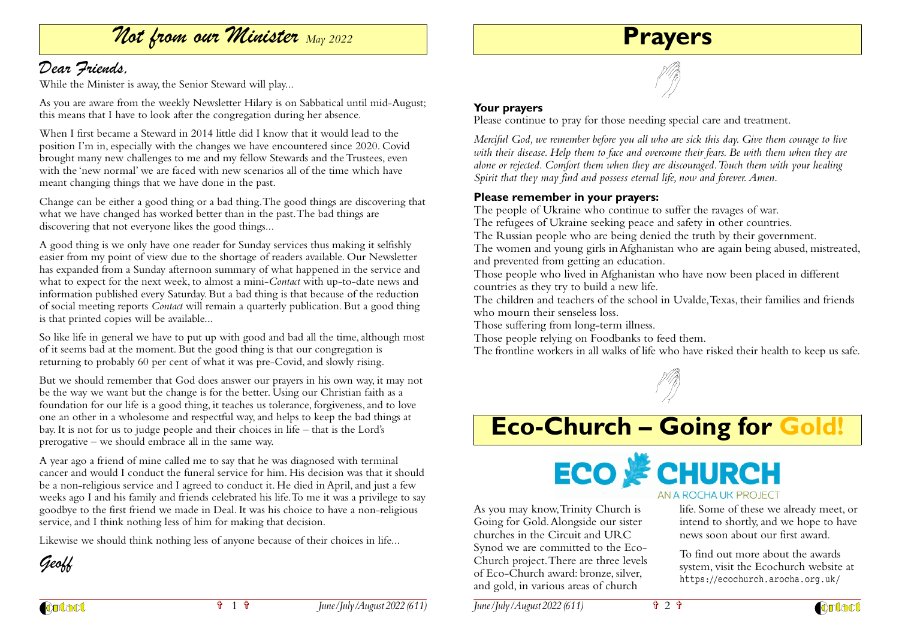# *Not from our Minister* *May 2022*

## *Dear Friends,*

While the Minister is away, the Senior Steward will play...

As you are aware from the weekly Newsletter Hilary is on Sabbatical until mid-August; this means that I have to look after the congregation during her absence.

When I first became a Steward in 2014 little did I know that it would lead to the position I'm in, especially with the changes we have encountered since 2020. Covid brought many new challenges to me and my fellow Stewards and the Trustees, even with the 'new normal' we are faced with new scenarios all of the time which have meant changing things that we have done in the past.

Change can be either a good thing or a bad thing. The good things are discovering that what we have changed has worked better than in the past. The bad things are discovering that not everyone likes the good things...

A good thing is we only have one reader for Sunday services thus making it selfishly easier from my point of view due to the shortage of readers available. Our Newsletter has expanded from a Sunday afternoon summary of what happened in the service and what to expect for the next week, to almost a mini-*Contact* with up-to-date news and information published every Saturday. But a bad thing is that because of the reduction of social meeting reports *Contact* will remain a quarterly publication. But a good thing is that printed copies will be available...

So like life in general we have to put up with good and bad all the time, although most of it seems bad at the moment. But the good thing is that our congregation is returning to probably 60 per cent of what it was pre-Covid, and slowly rising.

But we should remember that God does answer our prayers in his own way, it may not be the way we want but the change is for the better. Using our Christian faith as a foundation for our life is a good thing, it teaches us tolerance, forgiveness, and to love one an other in a wholesome and respectful way, and helps to keep the bad things at bay. It is not for us to judge people and their choices in life – that is the Lord's prerogative – we should embrace all in the same way.

A year ago a friend of mine called me to say that he was diagnosed with terminal cancer and would I conduct the funeral service for him. His decision was that it should be a non-religious service and I agreed to conduct it. He died in April, and just a few weeks ago I and his family and friends celebrated his life. To me it was a privilege to say goodbye to the first friend we made in Deal. It was his choice to have a non-religious service, and I think nothing less of him for making that decision.

Likewise we should think nothing less of anyone because of their choices in life...

*Geoff*

# Prayers

### Your prayers

Please continue to pray for those needing special care and treatment.

*Merciful God, we remember before you all who are sick this day. Give them courage to live with their disease. Help them to face and overcome their fears. Be with them when they are alone or rejected. Comfort them when they are discouraged. Touch them with your healing Spirit that they may find and possess eternal life, now and forever. Amen.*

### Please remember in your prayers:

The people of Ukraine who continue to suffer the ravages of war.
The refugees of Ukraine seeking peace and safety in other countries.
The Russian people who are being denied the truth by their government.
The women and young girls in Afghanistan who are again being abused, mistreated, and prevented from getting an education.
Those people who lived in Afghanistan who have now been placed in different countries as they try to build a new life.
The children and teachers of the school in Uvalde, Texas, their families and friends who mourn their senseless loss.
Those suffering from long-term illness.
Those people relying on Foodbanks to feed them.
The frontline workers in all walks of life who have risked their health to keep us safe.

# Eco-Church – Going for Gold!

ECO CHURCH
AN A ROCHA UK PROJECT

As you may know, Trinity Church is Going for Gold. Alongside our sister churches in the Circuit and URC Synod we are committed to the Eco-Church project. There are three levels of Eco-Church award: bronze, silver, and gold, in various areas of church life. Some of these we already meet, or intend to shortly, and we hope to have news soon about our first award.

To find out more about the awards system, visit the Ecochurch website at `https://ecochurch.arocha.org.uk/`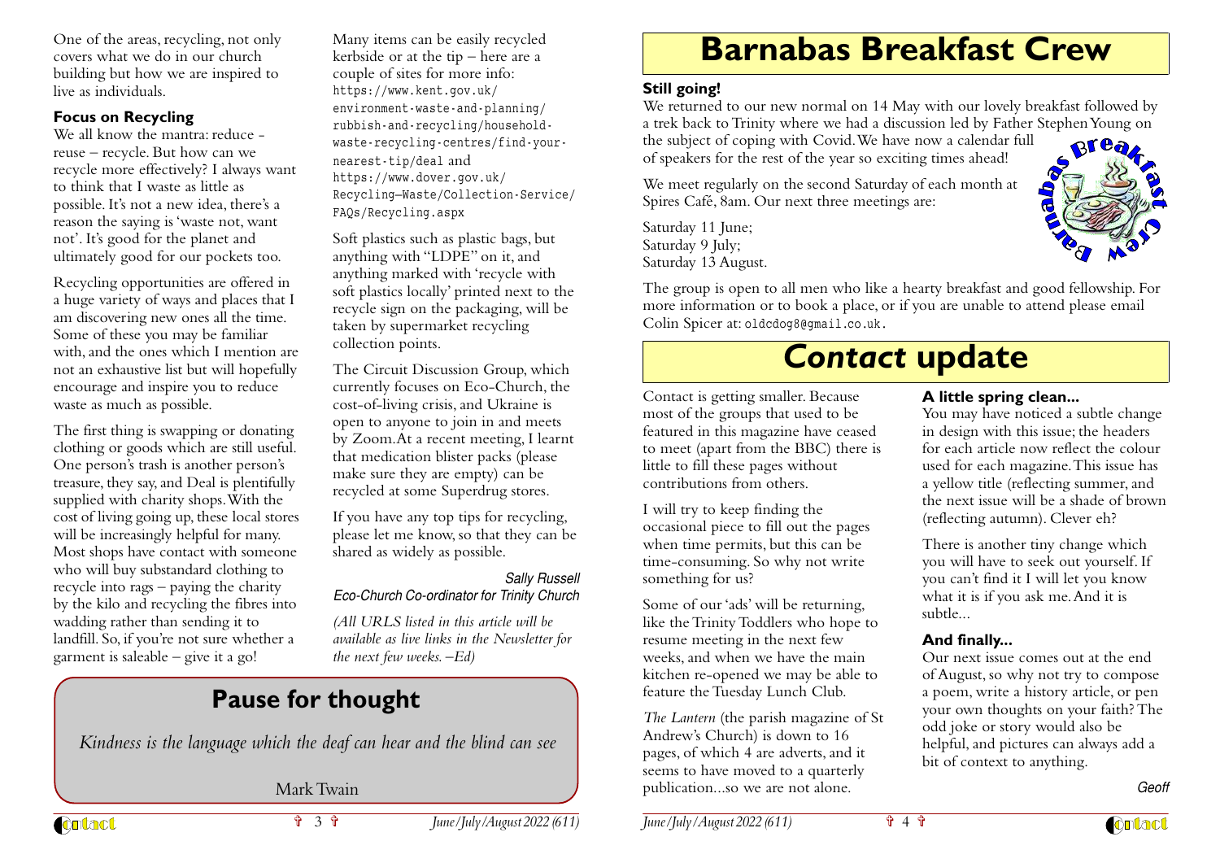One of the areas, recycling, not only covers what we do in our church building but how we are inspired to live as individuals.

### Focus on Recycling

We all know the mantra: reduce - reuse – recycle. But how can we recycle more effectively? I always want to think that I waste as little as possible. It's not a new idea, there's a reason the saying is 'waste not, want not'. It's good for the planet and ultimately good for our pockets too.

Recycling opportunities are offered in a huge variety of ways and places that I am discovering new ones all the time. Some of these you may be familiar with, and the ones which I mention are not an exhaustive list but will hopefully encourage and inspire you to reduce waste as much as possible.

The first thing is swapping or donating clothing or goods which are still useful. One person's trash is another person's treasure, they say, and Deal is plentifully supplied with charity shops. With the cost of living going up, these local stores will be increasingly helpful for many. Most shops have contact with someone who will buy substandard clothing to recycle into rags – paying the charity by the kilo and recycling the fibres into wadding rather than sending it to landfill. So, if you're not sure whether a garment is saleable – give it a go!

Many items can be easily recycled kerbside or at the tip – here are a couple of sites for more info: https://www.kent.gov.uk/environment-waste-and-planning/rubbish-and-recycling/household-waste-recycling-centres/find-your-nearest-tip/deal and https://www.dover.gov.uk/Recycling—Waste/Collection-Service/FAQs/Recycling.aspx

Soft plastics such as plastic bags, but anything with "LDPE" on it, and anything marked with 'recycle with soft plastics locally' printed next to the recycle sign on the packaging, will be taken by supermarket recycling collection points.

The Circuit Discussion Group, which currently focuses on Eco-Church, the cost-of-living crisis, and Ukraine is open to anyone to join in and meets by Zoom. At a recent meeting, I learnt that medication blister packs (please make sure they are empty) can be recycled at some Superdrug stores.

If you have any top tips for recycling, please let me know, so that they can be shared as widely as possible.

*Sally Russell*
*Eco-Church Co-ordinator for Trinity Church*

*(All URLS listed in this article will be available as live links in the Newsletter for the next few weeks. –Ed)*

## Pause for thought

*Kindness is the language which the deaf can hear and the blind can see*

Mark Twain

# Barnabas Breakfast Crew

### Still going!

We returned to our new normal on 14 May with our lovely breakfast followed by a trek back to Trinity where we had a discussion led by Father Stephen Young on the subject of coping with Covid. We have now a calendar full of speakers for the rest of the year so exciting times ahead!

We meet regularly on the second Saturday of each month at Spires Café, 8am. Our next three meetings are:

Saturday 11 June;
Saturday 9 July;
Saturday 13 August.

The group is open to all men who like a hearty breakfast and good fellowship. For more information or to book a place, or if you are unable to attend please email Colin Spicer at: oldcdog8@gmail.co.uk.

# *Contact* update

Contact is getting smaller. Because most of the groups that used to be featured in this magazine have ceased to meet (apart from the BBC) there is little to fill these pages without contributions from others.

I will try to keep finding the occasional piece to fill out the pages when time permits, but this can be time-consuming. So why not write something for us?

Some of our 'ads' will be returning, like the Trinity Toddlers who hope to resume meeting in the next few weeks, and when we have the main kitchen re-opened we may be able to feature the Tuesday Lunch Club.

*The Lantern* (the parish magazine of St Andrew's Church) is down to 16 pages, of which 4 are adverts, and it seems to have moved to a quarterly publication...so we are not alone.

### A little spring clean...

You may have noticed a subtle change in design with this issue; the headers for each article now reflect the colour used for each magazine. This issue has a yellow title (reflecting summer, and the next issue will be a shade of brown (reflecting autumn). Clever eh?

There is another tiny change which you will have to seek out yourself. If you can't find it I will let you know what it is if you ask me. And it is subtle...

### And finally...

Our next issue comes out at the end of August, so why not try to compose a poem, write a history article, or pen your own thoughts on your faith? The odd joke or story would also be helpful, and pictures can always add a bit of context to anything.

*Geoff*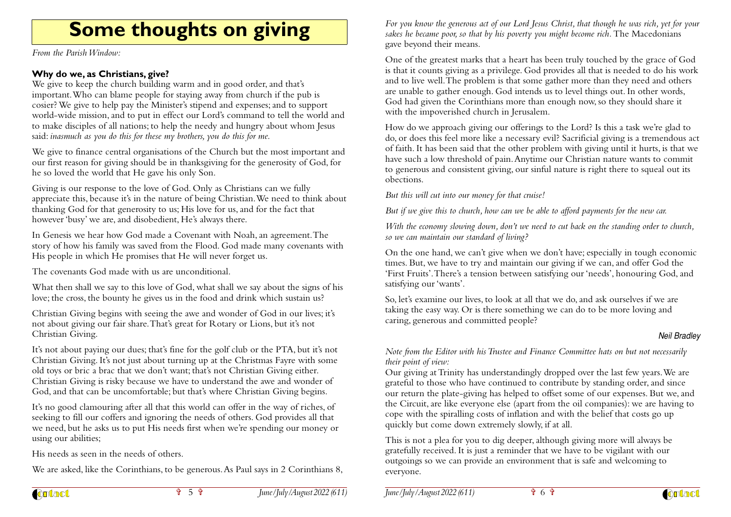# Some thoughts on giving

*From the Parish Window:*

**Why do we, as Christians, give?**

We give to keep the church building warm and in good order, and that's important. Who can blame people for staying away from church if the pub is cosier? We give to help pay the Minister's stipend and expenses; and to support world-wide mission, and to put in effect our Lord's command to tell the world and to make disciples of all nations; to help the needy and hungry about whom Jesus said: *inasmuch as you do this for these my brothers, you do this for me.*

We give to finance central organisations of the Church but the most important and our first reason for giving should be in thanksgiving for the generosity of God, for he so loved the world that He gave his only Son.

Giving is our response to the love of God. Only as Christians can we fully appreciate this, because it's in the nature of being Christian. We need to think about thanking God for that generosity to us; His love for us, and for the fact that however 'busy' we are, and disobedient, He's always there.

In Genesis we hear how God made a Covenant with Noah, an agreement. The story of how his family was saved from the Flood. God made many covenants with His people in which He promises that He will never forget us.

The covenants God made with us are unconditional.

What then shall we say to this love of God, what shall we say about the signs of his love; the cross, the bounty he gives us in the food and drink which sustain us?

Christian Giving begins with seeing the awe and wonder of God in our lives; it's not about giving our fair share. That's great for Rotary or Lions, but it's not Christian Giving.

It's not about paying our dues; that's fine for the golf club or the PTA, but it's not Christian Giving. It's not just about turning up at the Christmas Fayre with some old toys or bric a brac that we don't want; that's not Christian Giving either. Christian Giving is risky because we have to understand the awe and wonder of God, and that can be uncomfortable; but that's where Christian Giving begins.

It's no good clamouring after all that this world can offer in the way of riches, of seeking to fill our coffers and ignoring the needs of others. God provides all that we need, but he asks us to put His needs first when we're spending our money or using our abilities;

His needs as seen in the needs of others.

We are asked, like the Corinthians, to be generous. As Paul says in 2 Corinthians 8, *For you know the generous act of our Lord Jesus Christ, that though he was rich, yet for your sakes he became poor, so that by his poverty you might become rich.* The Macedonians gave beyond their means.

One of the greatest marks that a heart has been truly touched by the grace of God is that it counts giving as a privilege. God provides all that is needed to do his work and to live well. The problem is that some gather more than they need and others are unable to gather enough. God intends us to level things out. In other words, God had given the Corinthians more than enough now, so they should share it with the impoverished church in Jerusalem.

How do we approach giving our offerings to the Lord? Is this a task we're glad to do, or does this feel more like a necessary evil? Sacrificial giving is a tremendous act of faith. It has been said that the other problem with giving until it hurts, is that we have such a low threshold of pain. Anytime our Christian nature wants to commit to generous and consistent giving, our sinful nature is right there to squeal out its obections.

*But this will cut into our money for that cruise!*

*But if we give this to church, how can we be able to afford payments for the new car.*

*With the economy slowing down, don't we need to cut back on the standing order to church, so we can maintain our standard of living?*

On the one hand, we can't give when we don't have; especially in tough economic times. But, we have to try and maintain our giving if we can, and offer God the 'First Fruits'. There's a tension between satisfying our 'needs', honouring God, and satisfying our 'wants'.

So, let's examine our lives, to look at all that we do, and ask ourselves if we are taking the easy way. Or is there something we can do to be more loving and caring, generous and committed people?

*Neil Bradley*

*Note from the Editor with his Trustee and Finance Committee hats on but not necessarily their point of view:*

Our giving at Trinity has understandingly dropped over the last few years. We are grateful to those who have continued to contribute by standing order, and since our return the plate-giving has helped to offset some of our expenses. But we, and the Circuit, are like everyone else (apart from the oil companies): we are having to cope with the spiralling costs of inflation and with the belief that costs go up quickly but come down extremely slowly, if at all.

This is not a plea for you to dig deeper, although giving more will always be gratefully received. It is just a reminder that we have to be vigilant with our outgoings so we can provide an environment that is safe and welcoming to everyone.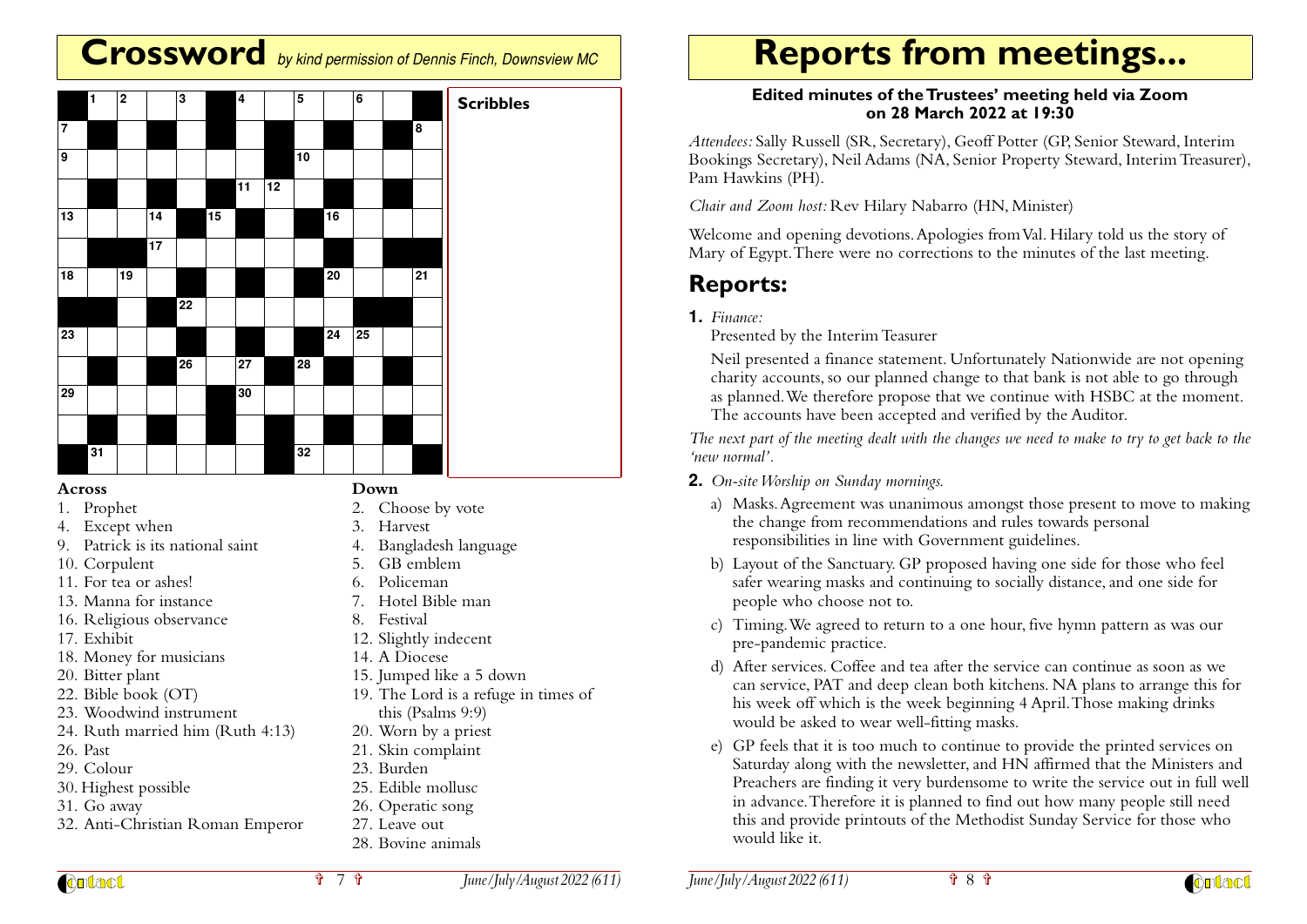# Crossword *by kind permission of Dennis Finch, Downsview MC*

**Scribbles**

**Across**
1. Prophet
4. Except when
9. Patrick is its national saint
10. Corpulent
11. For tea or ashes!
13. Manna for instance
16. Religious observance
17. Exhibit
18. Money for musicians
20. Bitter plant
22. Bible book (OT)
23. Woodwind instrument
24. Ruth married him (Ruth 4:13)
26. Past
29. Colour
30. Highest possible
31. Go away
32. Anti-Christian Roman Emperor

**Down**
2. Choose by vote
3. Harvest
4. Bangladesh language
5. GB emblem
6. Policeman
7. Hotel Bible man
8. Festival
12. Slightly indecent
14. A Diocese
15. Jumped like a 5 down
19. The Lord is a refuge in times of this (Psalms 9:9)
20. Worn by a priest
21. Skin complaint
23. Burden
25. Edible mollusc
26. Operatic song
27. Leave out
28. Bovine animals

# Reports from meetings...

**Edited minutes of the Trustees' meeting held via Zoom on 28 March 2022 at 19:30**

*Attendees:* Sally Russell (SR, Secretary), Geoff Potter (GP, Senior Steward, Interim Bookings Secretary), Neil Adams (NA, Senior Property Steward, Interim Treasurer), Pam Hawkins (PH).

*Chair and Zoom host:* Rev Hilary Nabarro (HN, Minister)

Welcome and opening devotions. Apologies from Val. Hilary told us the story of Mary of Egypt. There were no corrections to the minutes of the last meeting.

## Reports:

**1.** *Finance:*

Presented by the Interim Teasurer

Neil presented a finance statement. Unfortunately Nationwide are not opening charity accounts, so our planned change to that bank is not able to go through as planned. We therefore propose that we continue with HSBC at the moment. The accounts have been accepted and verified by the Auditor.

*The next part of the meeting dealt with the changes we need to make to try to get back to the 'new normal'.*

**2.** *On-site Worship on Sunday mornings.*

a) Masks. Agreement was unanimous amongst those present to move to making the change from recommendations and rules towards personal responsibilities in line with Government guidelines.

b) Layout of the Sanctuary. GP proposed having one side for those who feel safer wearing masks and continuing to socially distance, and one side for people who choose not to.

c) Timing. We agreed to return to a one hour, five hymn pattern as was our pre-pandemic practice.

d) After services. Coffee and tea after the service can continue as soon as we can service, PAT and deep clean both kitchens. NA plans to arrange this for his week off which is the week beginning 4 April. Those making drinks would be asked to wear well-fitting masks.

e) GP feels that it is too much to continue to provide the printed services on Saturday along with the newsletter, and HN affirmed that the Ministers and Preachers are finding it very burdensome to write the service out in full well in advance. Therefore it is planned to find out how many people still need this and provide printouts of the Methodist Sunday Service for those who would like it.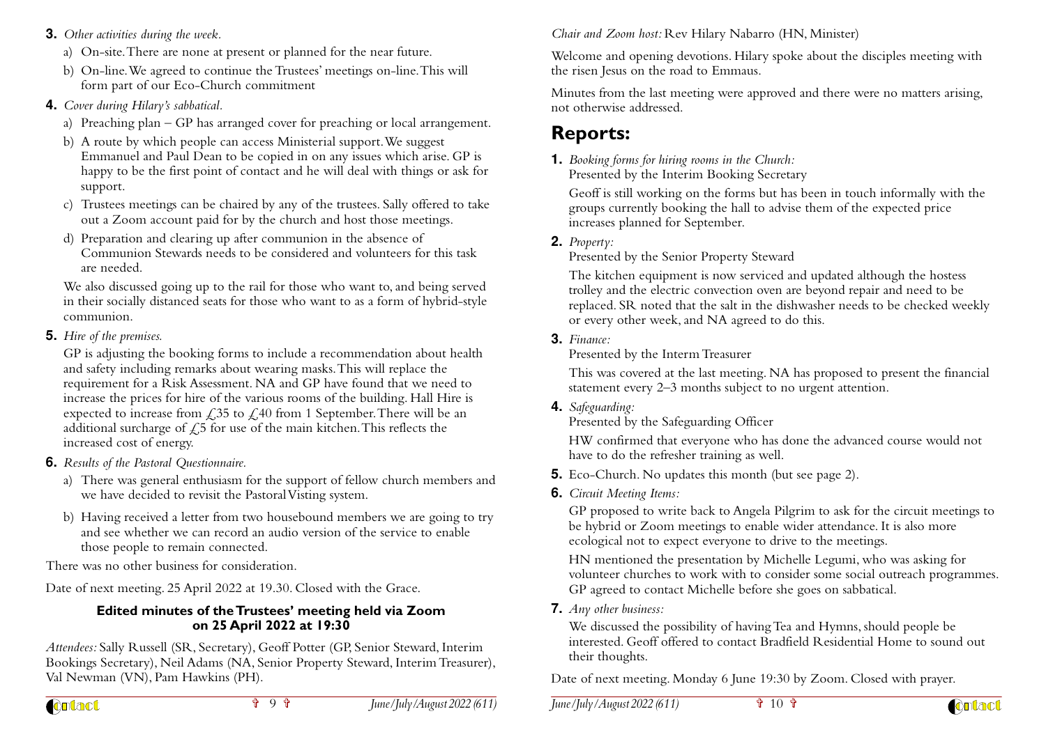3. *Other activities during the week.*
   a) On-site. There are none at present or planned for the near future.
   b) On-line. We agreed to continue the Trustees' meetings on-line. This will form part of our Eco-Church commitment
4. *Cover during Hilary's sabbatical.*
   a) Preaching plan – GP has arranged cover for preaching or local arrangement.
   b) A route by which people can access Ministerial support. We suggest Emmanuel and Paul Dean to be copied in on any issues which arise. GP is happy to be the first point of contact and he will deal with things or ask for support.
   c) Trustees meetings can be chaired by any of the trustees. Sally offered to take out a Zoom account paid for by the church and host those meetings.
   d) Preparation and clearing up after communion in the absence of Communion Stewards needs to be considered and volunteers for this task are needed.

   We also discussed going up to the rail for those who want to, and being served in their socially distanced seats for those who want to as a form of hybrid-style communion.
5. *Hire of the premises.*

   GP is adjusting the booking forms to include a recommendation about health and safety including remarks about wearing masks. This will replace the requirement for a Risk Assessment. NA and GP have found that we need to increase the prices for hire of the various rooms of the building. Hall Hire is expected to increase from £35 to £40 from 1 September. There will be an additional surcharge of £5 for use of the main kitchen. This reflects the increased cost of energy.
6. *Results of the Pastoral Questionnaire.*
   a) There was general enthusiasm for the support of fellow church members and we have decided to revisit the Pastoral Visting system.
   b) Having received a letter from two housebound members we are going to try and see whether we can record an audio version of the service to enable those people to remain connected.

There was no other business for consideration.

Date of next meeting. 25 April 2022 at 19.30. Closed with the Grace.

**Edited minutes of the Trustees' meeting held via Zoom on 25 April 2022 at 19:30**

*Attendees:* Sally Russell (SR, Secretary), Geoff Potter (GP, Senior Steward, Interim Bookings Secretary), Neil Adams (NA, Senior Property Steward, Interim Treasurer), Val Newman (VN), Pam Hawkins (PH).

*Chair and Zoom host:* Rev Hilary Nabarro (HN, Minister)

Welcome and opening devotions. Hilary spoke about the disciples meeting with the risen Jesus on the road to Emmaus.

Minutes from the last meeting were approved and there were no matters arising, not otherwise addressed.

## Reports:

1. *Booking forms for hiring rooms in the Church:*
   Presented by the Interim Booking Secretary

   Geoff is still working on the forms but has been in touch informally with the groups currently booking the hall to advise them of the expected price increases planned for September.
2. *Property:*
   Presented by the Senior Property Steward

   The kitchen equipment is now serviced and updated although the hostess trolley and the electric convection oven are beyond repair and need to be replaced. SR noted that the salt in the dishwasher needs to be checked weekly or every other week, and NA agreed to do this.
3. *Finance:*
   Presented by the Interm Treasurer

   This was covered at the last meeting. NA has proposed to present the financial statement every 2–3 months subject to no urgent attention.
4. *Safeguarding:*
   Presented by the Safeguarding Officer

   HW confirmed that everyone who has done the advanced course would not have to do the refresher training as well.
5. Eco-Church. No updates this month (but see page 2).
6. *Circuit Meeting Items:*

   GP proposed to write back to Angela Pilgrim to ask for the circuit meetings to be hybrid or Zoom meetings to enable wider attendance. It is also more ecological not to expect everyone to drive to the meetings.

   HN mentioned the presentation by Michelle Legumi, who was asking for volunteer churches to work with to consider some social outreach programmes. GP agreed to contact Michelle before she goes on sabbatical.
7. *Any other business:*

   We discussed the possibility of having Tea and Hymns, should people be interested. Geoff offered to contact Bradfield Residential Home to sound out their thoughts.

Date of next meeting. Monday 6 June 19:30 by Zoom. Closed with prayer.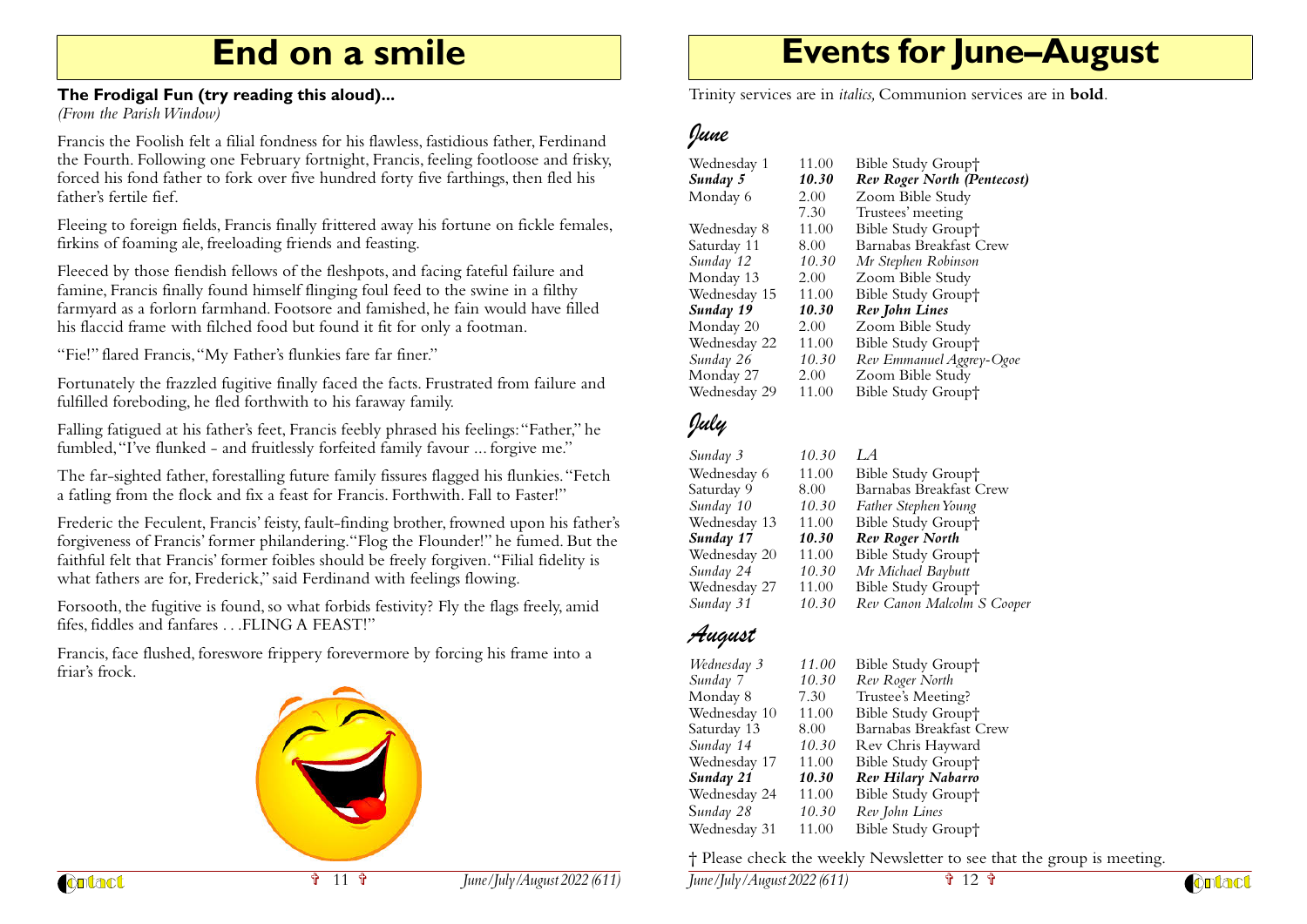# End on a smile

**The Frodigal Fun (try reading this aloud)...**

*(From the Parish Window)*

Francis the Foolish felt a filial fondness for his flawless, fastidious father, Ferdinand the Fourth. Following one February fortnight, Francis, feeling footloose and frisky, forced his fond father to fork over five hundred forty five farthings, then fled his father's fertile fief.

Fleeing to foreign fields, Francis finally frittered away his fortune on fickle females, firkins of foaming ale, freeloading friends and feasting.

Fleeced by those fiendish fellows of the fleshpots, and facing fateful failure and famine, Francis finally found himself flinging foul feed to the swine in a filthy farmyard as a forlorn farmhand. Footsore and famished, he fain would have filled his flaccid frame with filched food but found it fit for only a footman.

"Fie!" flared Francis, "My Father's flunkies fare far finer."

Fortunately the frazzled fugitive finally faced the facts. Frustrated from failure and fulfilled foreboding, he fled forthwith to his faraway family.

Falling fatigued at his father's feet, Francis feebly phrased his feelings: "Father," he fumbled, "I've flunked - and fruitlessly forfeited family favour ... forgive me."

The far-sighted father, forestalling future family fissures flagged his flunkies. "Fetch a fatling from the flock and fix a feast for Francis. Forthwith. Fall to Faster!"

Frederic the Feculent, Francis' feisty, fault-finding brother, frowned upon his father's forgiveness of Francis' former philandering. "Flog the Flounder!" he fumed. But the faithful felt that Francis' former foibles should be freely forgiven. "Filial fidelity is what fathers are for, Frederick," said Ferdinand with feelings flowing.

Forsooth, the fugitive is found, so what forbids festivity? Fly the flags freely, amid fifes, fiddles and fanfares . . .FLING A FEAST!"

Francis, face flushed, foreswore frippery forevermore by forcing his frame into a friar's frock.

# Events for June–August

Trinity services are in *italics,* Communion services are in **bold**.

## June

| | | |
|---|---|---|
| Wednesday 1 | 11.00 | Bible Study Group† |
| ***Sunday 5*** | ***10.30*** | ***Rev Roger North (Pentecost)*** |
| Monday 6 | 2.00 | Zoom Bible Study |
| | 7.30 | Trustees' meeting |
| Wednesday 8 | 11.00 | Bible Study Group† |
| Saturday 11 | 8.00 | Barnabas Breakfast Crew |
| *Sunday 12* | *10.30* | *Mr Stephen Robinson* |
| Monday 13 | 2.00 | Zoom Bible Study |
| Wednesday 15 | 11.00 | Bible Study Group† |
| ***Sunday 19*** | ***10.30*** | ***Rev John Lines*** |
| Monday 20 | 2.00 | Zoom Bible Study |
| Wednesday 22 | 11.00 | Bible Study Group† |
| *Sunday 26* | *10.30* | *Rev Emmanuel Aggrey-Ogoe* |
| Monday 27 | 2.00 | Zoom Bible Study |
| Wednesday 29 | 11.00 | Bible Study Group† |

## July

| | | |
|---|---|---|
| *Sunday 3* | *10.30* | *LA* |
| Wednesday 6 | 11.00 | Bible Study Group† |
| Saturday 9 | 8.00 | Barnabas Breakfast Crew |
| *Sunday 10* | *10.30* | *Father Stephen Young* |
| Wednesday 13 | 11.00 | Bible Study Group† |
| **Sunday 17** | **10.30** | **Rev Roger North** |
| Wednesday 20 | 11.00 | Bible Study Group† |
| *Sunday 24* | *10.30* | *Mr Michael Baybutt* |
| Wednesday 27 | 11.00 | Bible Study Group† |
| *Sunday 31* | *10.30* | *Rev Canon Malcolm S Cooper* |

## August

| | | |
|---|---|---|
| *Wednesday 3* | *11.00* | Bible Study Group† |
| *Sunday 7* | *10.30* | *Rev Roger North* |
| Monday 8 | 7.30 | Trustee's Meeting? |
| Wednesday 10 | 11.00 | Bible Study Group† |
| Saturday 13 | 8.00 | Barnabas Breakfast Crew |
| *Sunday 14* | *10.30* | Rev Chris Hayward |
| Wednesday 17 | 11.00 | Bible Study Group† |
| ***Sunday 21*** | ***10.30*** | ***Rev Hilary Nabarro*** |
| Wednesday 24 | 11.00 | Bible Study Group† |
| S*unday 28* | *10.30* | *Rev John Lines* |
| Wednesday 31 | 11.00 | Bible Study Group† |

† Please check the weekly Newsletter to see that the group is meeting.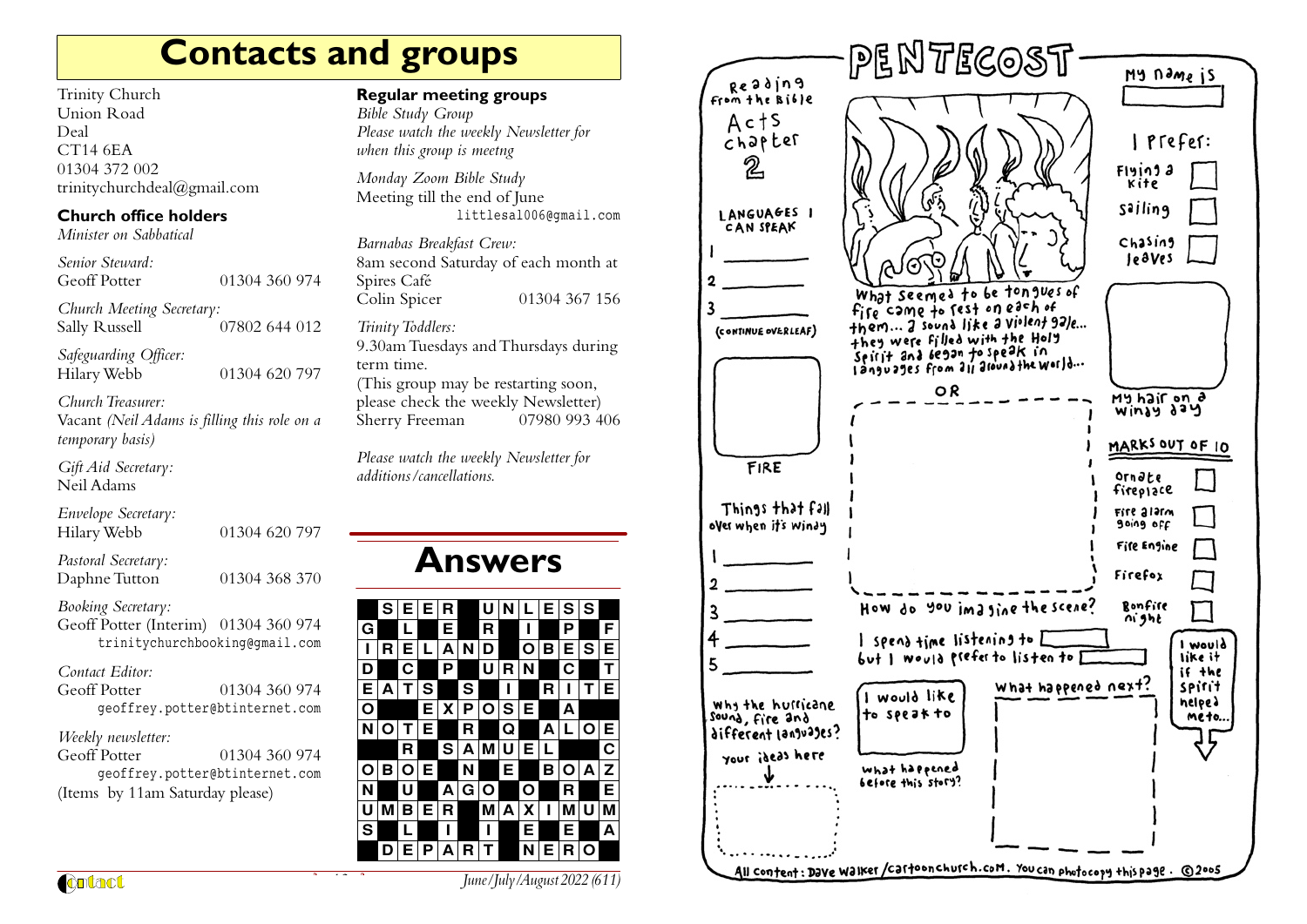# Contacts and groups

Trinity Church
Union Road
Deal
CT14 6EA
01304 372 002
trinitychurchdeal@gmail.com

### Church office holders

*Minister on Sabbatical*

*Senior Steward:*
Geoff Potter 01304 360 974

*Church Meeting Secretary:*
Sally Russell 07802 644 012

*Safeguarding Officer:*
Hilary Webb 01304 620 797

*Church Treasurer:*
Vacant *(Neil Adams is filling this role on a temporary basis)*

*Gift Aid Secretary:*
Neil Adams

*Envelope Secretary:*
Hilary Webb 01304 620 797

*Pastoral Secretary:*
Daphne Tutton 01304 368 370

*Booking Secretary:*
Geoff Potter (Interim) 01304 360 974
trinitychurchbooking@gmail.com

*Contact Editor:*
Geoff Potter 01304 360 974
geoffrey.potter@btinternet.com

*Weekly newsletter:*
Geoff Potter 01304 360 974
geoffrey.potter@btinternet.com
(Items by 11am Saturday please)

### Regular meeting groups

*Bible Study Group*
*Please watch the weekly Newsletter for when this group is meetng*

*Monday Zoom Bible Study*
Meeting till the end of June
littlesal006@gmail.com

*Barnabas Breakfast Crew:*
8am second Saturday of each month at Spires Café
Colin Spicer 01304 367 156

*Trinity Toddlers:*
9.30am Tuesdays and Thursdays during term time.
(This group may be restarting soon, please check the weekly Newsletter)
Sherry Freeman 07980 993 406

*Please watch the weekly Newsletter for additions/cancellations.*

# Answers

| | | | | | | | | | | | | |
|---|---|---|---|---|---|---|---|---|---|---|---|---|
| | S | E | E | R | | U | N | L | E | S | S | |
| G | | L | | E | | R | | I | | P | | F |
| I | R | E | L | A | N | D | | O | B | E | S | E |
| D | | C | | P | | U | R | N | | C | | T |
| E | A | T | S | | S | | I | | R | I | T | E |
| O | | | E | X | P | O | S | E | | A | | |
| N | O | T | E | | R | | Q | | A | L | O | E |
| | | R | | S | A | M | U | E | L | | | C |
| O | B | O | E | | N | | E | | B | O | A | Z |
| N | | U | | A | G | O | | O | | R | | E |
| U | M | B | E | R | | M | A | X | I | M | U | M |
| S | | L | | I | | I | | E | | E | | A |
| | D | E | P | A | R | T | | N | E | R | O | |

# PENTECOST

Reading from the Bible
Acts chapter 2

LANGUAGES I CAN SPEAK
1 ________
2 ________
3 ________
(CONTINUE OVERLEAF)

FIRE

Things that fall over when it's windy
1 ________
2 ________
3 ________
4 ________
5 ________

Why the hurricane sound, fire and different languages?
Your ideas here

What seemed to be tongues of fire came to rest on each of them... a sound like a violent gale... they were filled with the Holy Spirit and began to speak in languages from all around the world...

OR

How do you imagine the scene?

I spend time listening to ____
but I would prefer to listen to ____

I would like to speak to

What happened before this story?

What happened next?

My name is

I prefer:
Flying a kite
Sailing
Chasing leaves

My hair on a windy day

MARKS OUT OF 10
Ornate fireplace
Fire alarm going off
Fire Engine
Firefox
Bonfire night

I would like it if the Spirit helped me to...

All content: Dave Walker/cartoonchurch.com. You can photocopy this page. © 2005